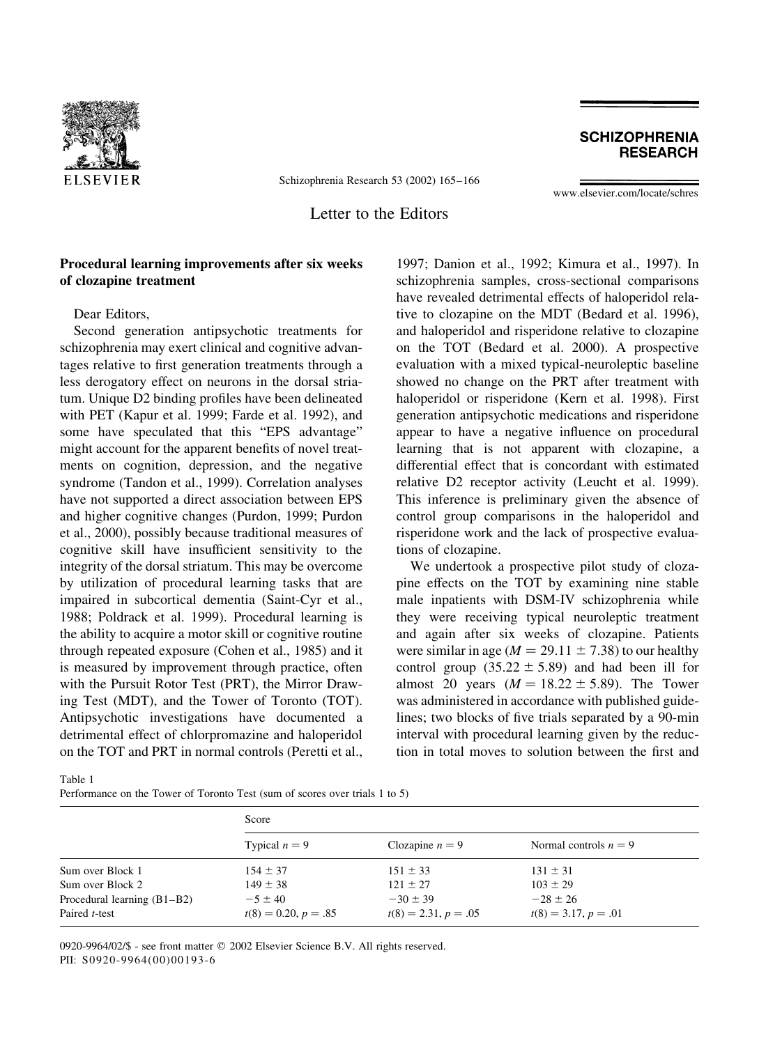Letter to the Editors

## Procedural learning improvements after six weeks of clozapine treatment

Dear Editors,

Second generation antipsychotic treatments for schizophrenia may exert clinical and cognitive advantages relative to first generation treatments through a less derogatory effect on neurons in the dorsal striatum. Unique D2 binding profiles have been delineated with PET (Kapur et al. 1999; Farde et al. 1992), and some have speculated that this "EPS advantage" might account for the apparent benefits of novel treatments on cognition, depression, and the negative syndrome (Tandon et al., 1999). Correlation analyses have not supported a direct association between EPS and higher cognitive changes (Purdon, 1999; Purdon et al., 2000), possibly because traditional measures of cognitive skill have insufficient sensitivity to the integrity of the dorsal striatum. This may be overcome by utilization of procedural learning tasks that are impaired in subcortical dementia (Saint-Cyr et al., 1988; Poldrack et al. 1999). Procedural learning is the ability to acquire a motor skill or cognitive routine through repeated exposure (Cohen et al., 1985) and it is measured by improvement through practice, often with the Pursuit Rotor Test (PRT), the Mirror Drawing Test (MDT), and the Tower of Toronto (TOT). Antipsychotic investigations have documented a detrimental effect of chlorpromazine and haloperidol on the TOT and PRT in normal controls (Peretti et al., 1997; Danion et al., 1992; Kimura et al., 1997). In schizophrenia samples, cross-sectional comparisons have revealed detrimental effects of haloperidol relative to clozapine on the MDT (Bedard et al. 1996), and haloperidol and risperidone relative to clozapine on the TOT (Bedard et al. 2000). A prospective evaluation with a mixed typical-neuroleptic baseline showed no change on the PRT after treatment with haloperidol or risperidone (Kern et al. 1998). First generation antipsychotic medications and risperidone appear to have a negative influence on procedural learning that is not apparent with clozapine, a differential effect that is concordant with estimated relative D2 receptor activity (Leucht et al. 1999). This inference is preliminary given the absence of control group comparisons in the haloperidol and risperidone work and the lack of prospective evaluations of clozapine.

We undertook a prospective pilot study of clozapine effects on the TOT by examining nine stable male inpatients with DSM-IV schizophrenia while they were receiving typical neuroleptic treatment and again after six weeks of clozapine. Patients were similar in age ($M = 29.11 \pm 7.38$) to our healthy control group ($35.22 \pm 5.89$) and had been ill for almost 20 years ($M = 18.22 \pm 5.89$). The Tower was administered in accordance with published guidelines; two blocks of five trials separated by a 90-min interval with procedural learning given by the reduction in total moves to solution between the first and

Table 1
Performance on the Tower of Toronto Test (sum of scores over trials 1 to 5)

| | Score | | |
|---|---|---|---|
| | Typical $n = 9$ | Clozapine $n = 9$ | Normal controls $n = 9$ |
| Sum over Block 1 | $154 \pm 37$ | $151 \pm 33$ | $131 \pm 31$ |
| Sum over Block 2 | $149 \pm 38$ | $121 \pm 27$ | $103 \pm 29$ |
| Procedural learning (B1–B2) | $-5 \pm 40$ | $-30 \pm 39$ | $-28 \pm 26$ |
| Paired *t*-test | $t(8) = 0.20, p = .85$ | $t(8) = 2.31, p = .05$ | $t(8) = 3.17, p = .01$ |

0920-9964/02/$ - see front matter © 2002 Elsevier Science B.V. All rights reserved.
PII: S0920-9964(00)00193-6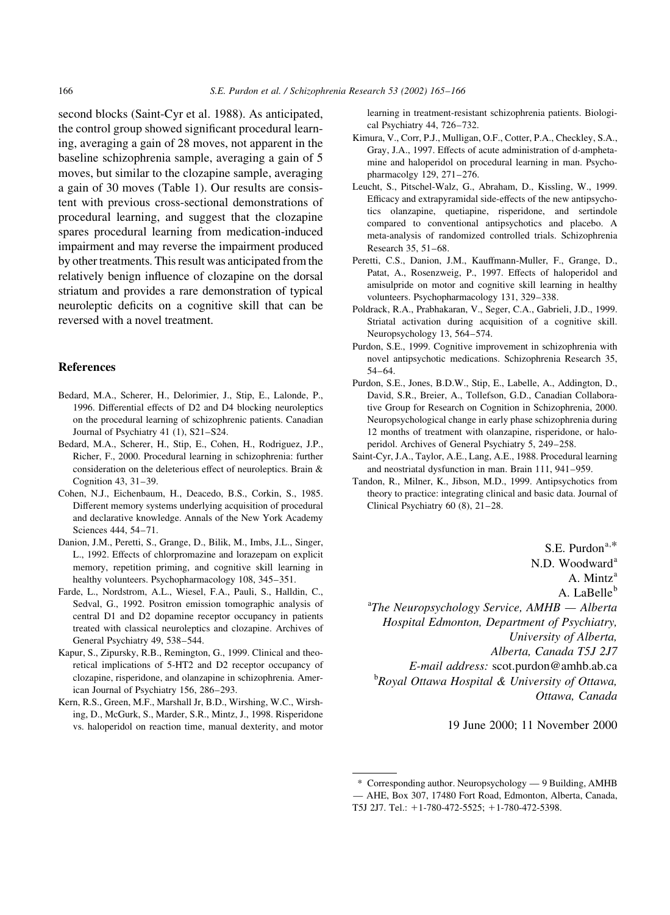second blocks (Saint-Cyr et al. 1988). As anticipated, the control group showed significant procedural learning, averaging a gain of 28 moves, not apparent in the baseline schizophrenia sample, averaging a gain of 5 moves, but similar to the clozapine sample, averaging a gain of 30 moves (Table 1). Our results are consistent with previous cross-sectional demonstrations of procedural learning, and suggest that the clozapine spares procedural learning from medication-induced impairment and may reverse the impairment produced by other treatments. This result was anticipated from the relatively benign influence of clozapine on the dorsal striatum and provides a rare demonstration of typical neuroleptic deficits on a cognitive skill that can be reversed with a novel treatment.

## References

Bedard, M.A., Scherer, H., Delorimier, J., Stip, E., Lalonde, P., 1996. Differential effects of D2 and D4 blocking neuroleptics on the procedural learning of schizophrenic patients. Canadian Journal of Psychiatry 41 (1), S21–S24.

Bedard, M.A., Scherer, H., Stip, E., Cohen, H., Rodriguez, J.P., Richer, F., 2000. Procedural learning in schizophrenia: further consideration on the deleterious effect of neuroleptics. Brain & Cognition 43, 31–39.

Cohen, N.J., Eichenbaum, H., Deacedo, B.S., Corkin, S., 1985. Different memory systems underlying acquisition of procedural and declarative knowledge. Annals of the New York Academy Sciences 444, 54–71.

Danion, J.M., Peretti, S., Grange, D., Bilik, M., Imbs, J.L., Singer, L., 1992. Effects of chlorpromazine and lorazepam on explicit memory, repetition priming, and cognitive skill learning in healthy volunteers. Psychopharmacology 108, 345–351.

Farde, L., Nordstrom, A.L., Wiesel, F.A., Pauli, S., Halldin, C., Sedval, G., 1992. Positron emission tomographic analysis of central D1 and D2 dopamine receptor occupancy in patients treated with classical neuroleptics and clozapine. Archives of General Psychiatry 49, 538–544.

Kapur, S., Zipursky, R.B., Remington, G., 1999. Clinical and theoretical implications of 5-HT2 and D2 receptor occupancy of clozapine, risperidone, and olanzapine in schizophrenia. American Journal of Psychiatry 156, 286–293.

Kern, R.S., Green, M.F., Marshall Jr, B.D., Wirshing, W.C., Wirshing, D., McGurk, S., Marder, S.R., Mintz, J., 1998. Risperidone vs. haloperidol on reaction time, manual dexterity, and motor learning in treatment-resistant schizophrenia patients. Biological Psychiatry 44, 726–732.

Kimura, V., Corr, P.J., Mulligan, O.F., Cotter, P.A., Checkley, S.A., Gray, J.A., 1997. Effects of acute administration of d-amphetamine and haloperidol on procedural learning in man. Psychopharmacolgy 129, 271–276.

Leucht, S., Pitschel-Walz, G., Abraham, D., Kissling, W., 1999. Efficacy and extrapyramidal side-effects of the new antipsychotics olanzapine, quetiapine, risperidone, and sertindole compared to conventional antipsychotics and placebo. A meta-analysis of randomized controlled trials. Schizophrenia Research 35, 51–68.

Peretti, C.S., Danion, J.M., Kauffmann-Muller, F., Grange, D., Patat, A., Rosenzweig, P., 1997. Effects of haloperidol and amisulpride on motor and cognitive skill learning in healthy volunteers. Psychopharmacology 131, 329–338.

Poldrack, R.A., Prabhakaran, V., Seger, C.A., Gabrieli, J.D., 1999. Striatal activation during acquisition of a cognitive skill. Neuropsychology 13, 564–574.

Purdon, S.E., 1999. Cognitive improvement in schizophrenia with novel antipsychotic medications. Schizophrenia Research 35, 54–64.

Purdon, S.E., Jones, B.D.W., Stip, E., Labelle, A., Addington, D., David, S.R., Breier, A., Tollefson, G.D., Canadian Collaborative Group for Research on Cognition in Schizophrenia, 2000. Neuropsychological change in early phase schizophrenia during 12 months of treatment with olanzapine, risperidone, or haloperidol. Archives of General Psychiatry 5, 249–258.

Saint-Cyr, J.A., Taylor, A.E., Lang, A.E., 1988. Procedural learning and neostriatal dysfunction in man. Brain 111, 941–959.

Tandon, R., Milner, K., Jibson, M.D., 1999. Antipsychotics from theory to practice: integrating clinical and basic data. Journal of Clinical Psychiatry 60 (8), 21–28.

S.E. Purdon[a,*]
N.D. Woodward[a]
A. Mintz[a]
A. LaBelle[b]

[a] *The Neuropsychology Service, AMHB — Alberta Hospital Edmonton, Department of Psychiatry, University of Alberta, Alberta, Canada T5J 2J7*
*E-mail address:* scot.purdon@amhb.ab.ca
[b] *Royal Ottawa Hospital & University of Ottawa, Ottawa, Canada*

19 June 2000; 11 November 2000

\* Corresponding author. Neuropsychology — 9 Building, AMHB — AHE, Box 307, 17480 Fort Road, Edmonton, Alberta, Canada, T5J 2J7. Tel.: +1-780-472-5525; +1-780-472-5398.